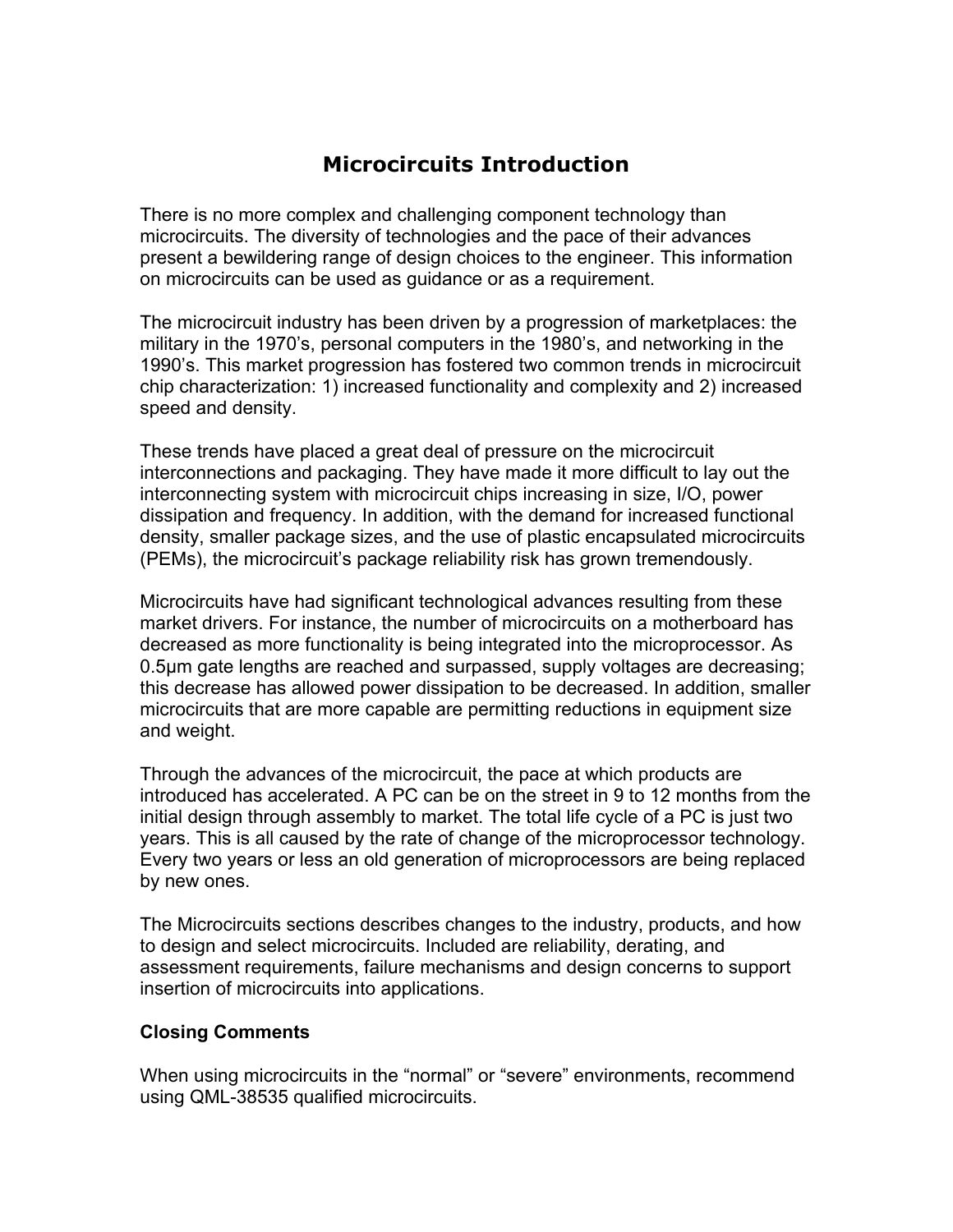# Microcircuits Introduction

There is no more complex and challenging component technology than microcircuits. The diversity of technologies and the pace of their advances present a bewildering range of design choices to the engineer. This information on microcircuits can be used as guidance or as a requirement.

The microcircuit industry has been driven by a progression of marketplaces: the military in the 1970's, personal computers in the 1980's, and networking in the 1990's. This market progression has fostered two common trends in microcircuit chip characterization: 1) increased functionality and complexity and 2) increased speed and density.

These trends have placed a great deal of pressure on the microcircuit interconnections and packaging. They have made it more difficult to lay out the interconnecting system with microcircuit chips increasing in size, I/O, power dissipation and frequency. In addition, with the demand for increased functional density, smaller package sizes, and the use of plastic encapsulated microcircuits (PEMs), the microcircuit's package reliability risk has grown tremendously.

Microcircuits have had significant technological advances resulting from these market drivers. For instance, the number of microcircuits on a motherboard has decreased as more functionality is being integrated into the microprocessor. As 0.5μm gate lengths are reached and surpassed, supply voltages are decreasing; this decrease has allowed power dissipation to be decreased. In addition, smaller microcircuits that are more capable are permitting reductions in equipment size and weight.

Through the advances of the microcircuit, the pace at which products are introduced has accelerated. A PC can be on the street in 9 to 12 months from the initial design through assembly to market. The total life cycle of a PC is just two years. This is all caused by the rate of change of the microprocessor technology. Every two years or less an old generation of microprocessors are being replaced by new ones.

The Microcircuits sections describes changes to the industry, products, and how to design and select microcircuits. Included are reliability, derating, and assessment requirements, failure mechanisms and design concerns to support insertion of microcircuits into applications.

**Closing Comments**

When using microcircuits in the "normal" or "severe" environments, recommend using QML-38535 qualified microcircuits.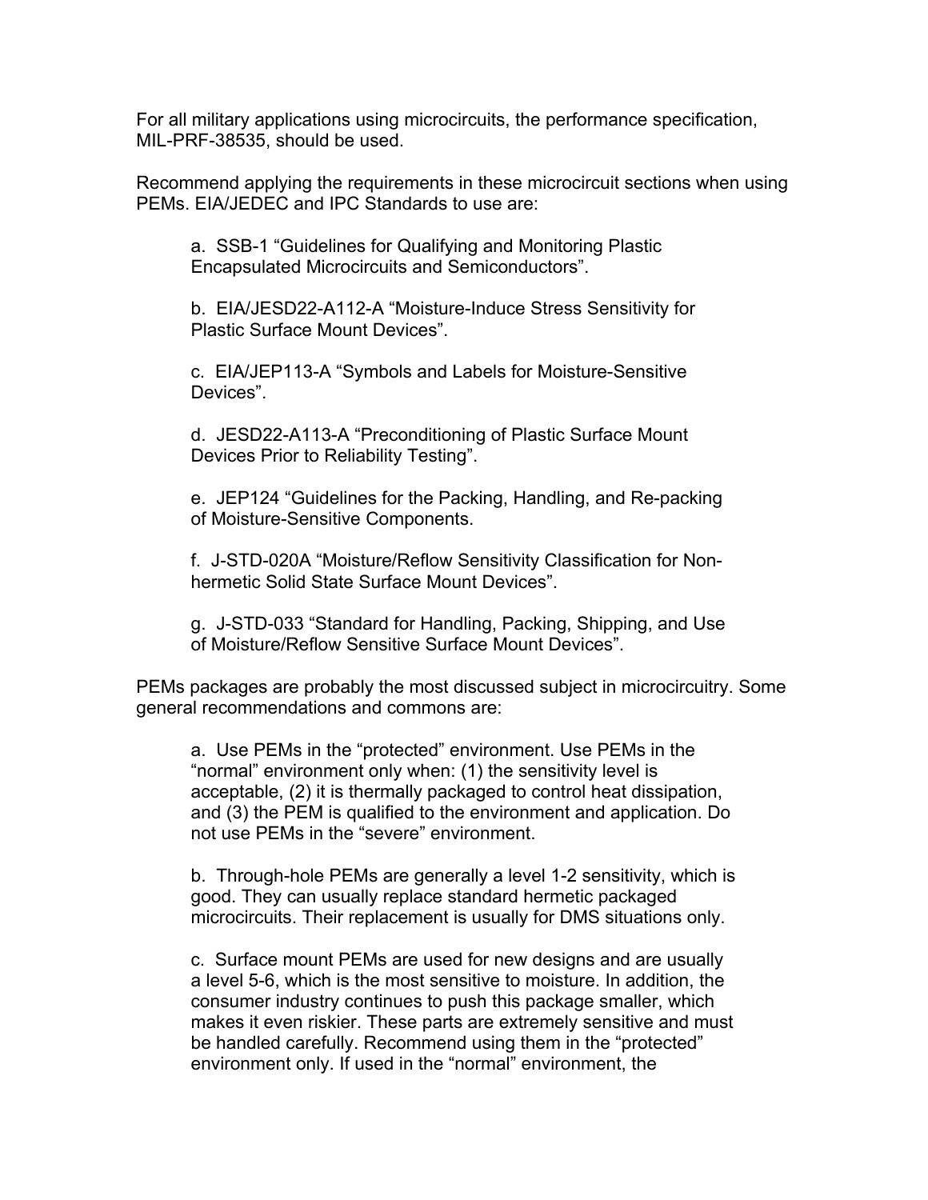For all military applications using microcircuits, the performance specification, MIL-PRF-38535, should be used.

Recommend applying the requirements in these microcircuit sections when using PEMs. EIA/JEDEC and IPC Standards to use are:

a. SSB-1 “Guidelines for Qualifying and Monitoring Plastic Encapsulated Microcircuits and Semiconductors”.

b. EIA/JESD22-A112-A “Moisture-Induce Stress Sensitivity for Plastic Surface Mount Devices”.

c. EIA/JEP113-A “Symbols and Labels for Moisture-Sensitive Devices”.

d. JESD22-A113-A “Preconditioning of Plastic Surface Mount Devices Prior to Reliability Testing”.

e. JEP124 “Guidelines for the Packing, Handling, and Re-packing of Moisture-Sensitive Components.

f. J-STD-020A “Moisture/Reflow Sensitivity Classification for Non-hermetic Solid State Surface Mount Devices”.

g. J-STD-033 “Standard for Handling, Packing, Shipping, and Use of Moisture/Reflow Sensitive Surface Mount Devices”.

PEMs packages are probably the most discussed subject in microcircuitry. Some general recommendations and commons are:

a. Use PEMs in the “protected” environment. Use PEMs in the “normal” environment only when: (1) the sensitivity level is acceptable, (2) it is thermally packaged to control heat dissipation, and (3) the PEM is qualified to the environment and application. Do not use PEMs in the “severe” environment.

b. Through-hole PEMs are generally a level 1-2 sensitivity, which is good. They can usually replace standard hermetic packaged microcircuits. Their replacement is usually for DMS situations only.

c. Surface mount PEMs are used for new designs and are usually a level 5-6, which is the most sensitive to moisture. In addition, the consumer industry continues to push this package smaller, which makes it even riskier. These parts are extremely sensitive and must be handled carefully. Recommend using them in the “protected” environment only. If used in the “normal” environment, the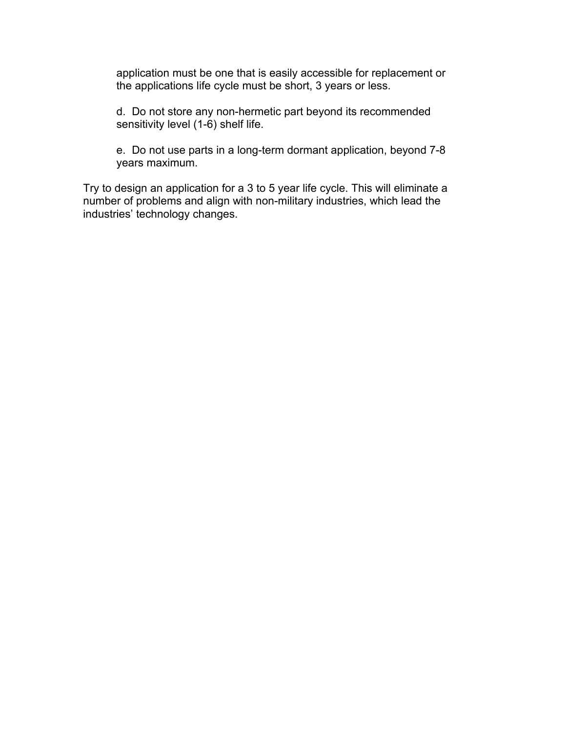application must be one that is easily accessible for replacement or the applications life cycle must be short, 3 years or less.

d. Do not store any non-hermetic part beyond its recommended sensitivity level (1-6) shelf life.

e. Do not use parts in a long-term dormant application, beyond 7-8 years maximum.

Try to design an application for a 3 to 5 year life cycle. This will eliminate a number of problems and align with non-military industries, which lead the industries' technology changes.